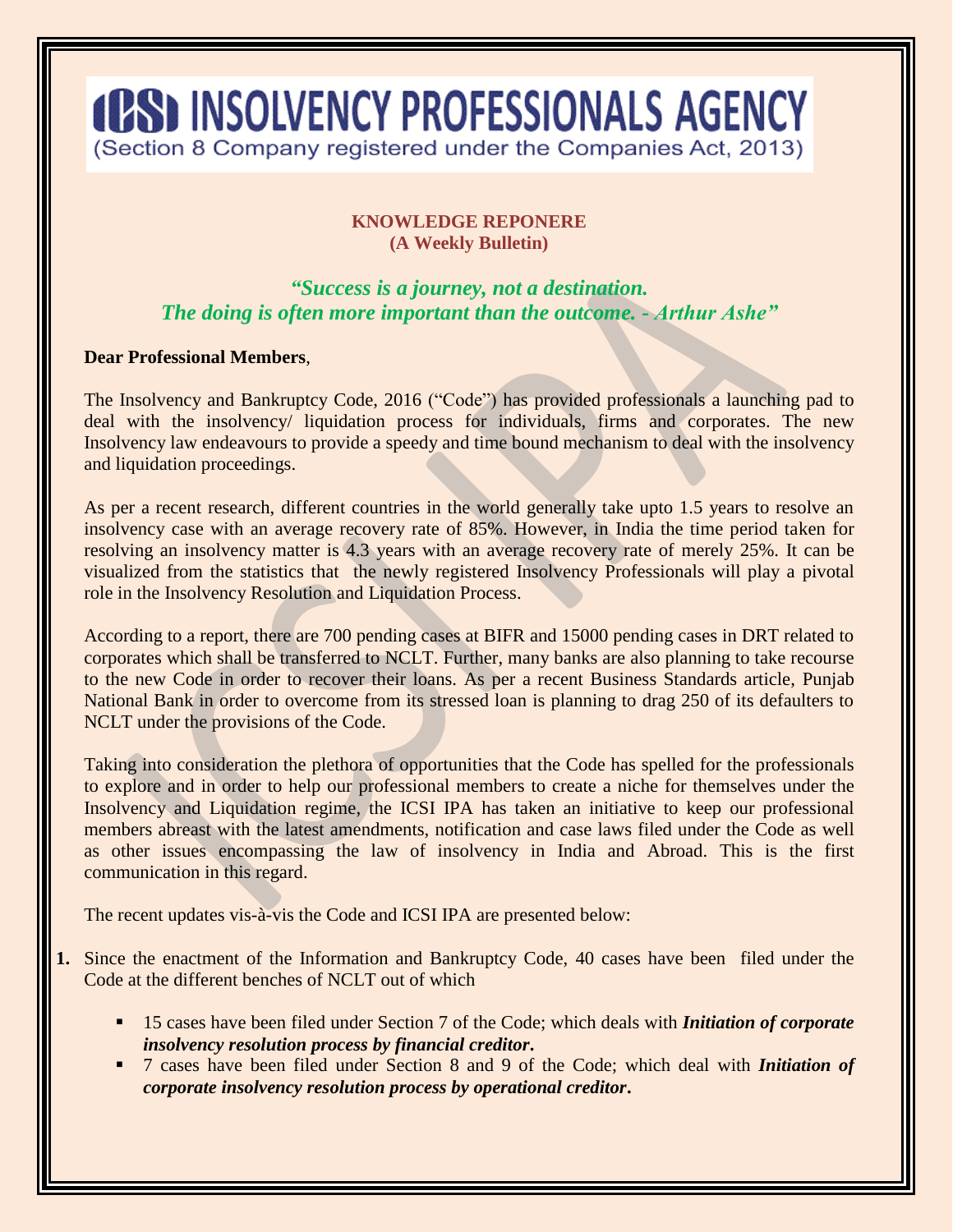# ICSI INSOLVENCY PROFESSIONALS AGENCY

(Section 8 Company registered under the Companies Act, 2013)

**KNOWLEDGE REPONERE**
**(A Weekly Bulletin)**

***"Success is a journey, not a destination.***
***The doing is often more important than the outcome. - Arthur Ashe"***

**Dear Professional Members**,

The Insolvency and Bankruptcy Code, 2016 ("Code") has provided professionals a launching pad to deal with the insolvency/ liquidation process for individuals, firms and corporates. The new Insolvency law endeavours to provide a speedy and time bound mechanism to deal with the insolvency and liquidation proceedings.

As per a recent research, different countries in the world generally take upto 1.5 years to resolve an insolvency case with an average recovery rate of 85%. However, in India the time period taken for resolving an insolvency matter is 4.3 years with an average recovery rate of merely 25%. It can be visualized from the statistics that the newly registered Insolvency Professionals will play a pivotal role in the Insolvency Resolution and Liquidation Process.

According to a report, there are 700 pending cases at BIFR and 15000 pending cases in DRT related to corporates which shall be transferred to NCLT. Further, many banks are also planning to take recourse to the new Code in order to recover their loans. As per a recent Business Standards article, Punjab National Bank in order to overcome from its stressed loan is planning to drag 250 of its defaulters to NCLT under the provisions of the Code.

Taking into consideration the plethora of opportunities that the Code has spelled for the professionals to explore and in order to help our professional members to create a niche for themselves under the Insolvency and Liquidation regime, the ICSI IPA has taken an initiative to keep our professional members abreast with the latest amendments, notification and case laws filed under the Code as well as other issues encompassing the law of insolvency in India and Abroad. This is the first communication in this regard.

The recent updates vis-à-vis the Code and ICSI IPA are presented below:

1. Since the enactment of the Information and Bankruptcy Code, 40 cases have been filed under the Code at the different benches of NCLT out of which

   - 15 cases have been filed under Section 7 of the Code; which deals with ***Initiation of corporate insolvency resolution process by financial creditor*.**
   - 7 cases have been filed under Section 8 and 9 of the Code; which deal with ***Initiation of corporate insolvency resolution process by operational creditor*.**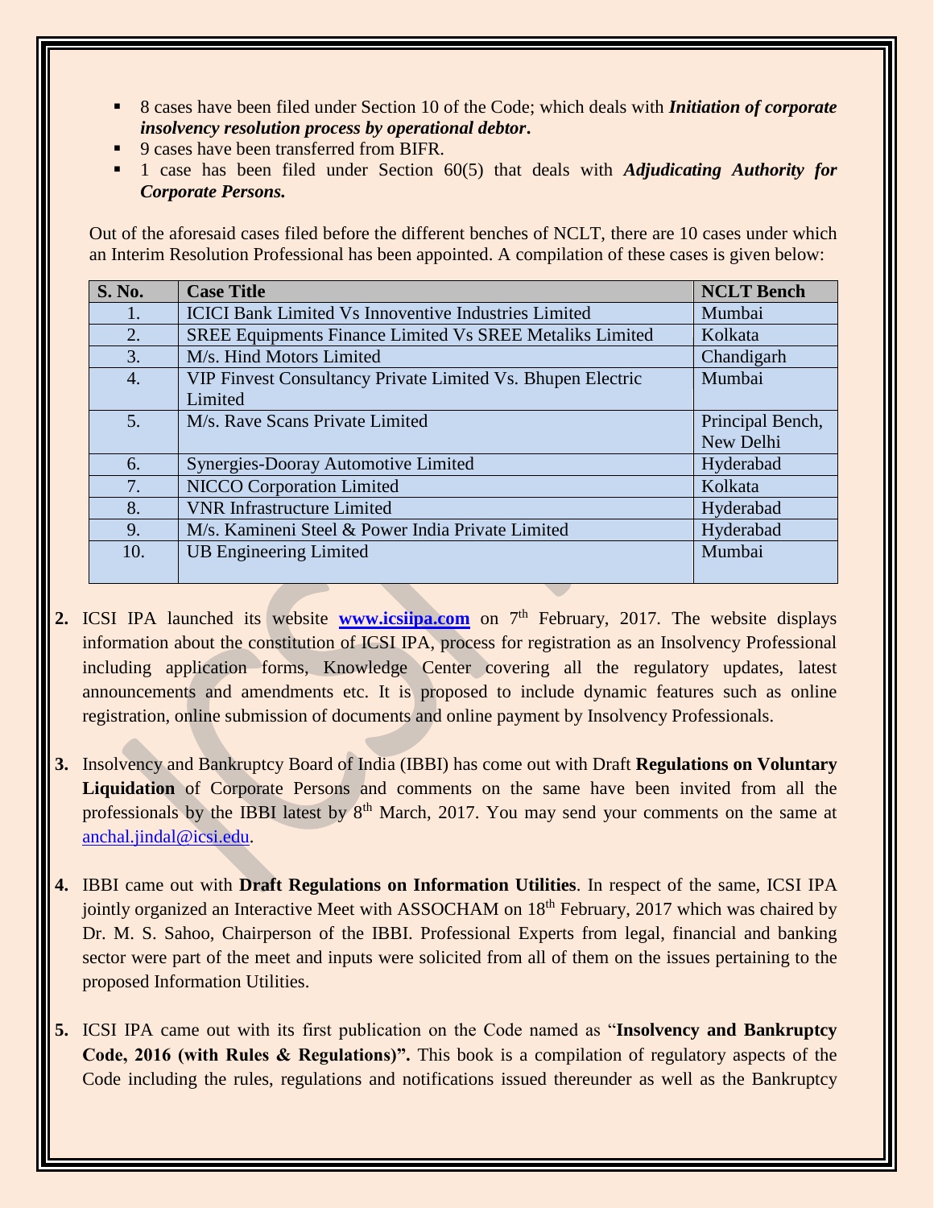- 8 cases have been filed under Section 10 of the Code; which deals with ***Initiation of corporate insolvency resolution process by operational debtor***.
- 9 cases have been transferred from BIFR.
- 1 case has been filed under Section 60(5) that deals with ***Adjudicating Authority for Corporate Persons.***

Out of the aforesaid cases filed before the different benches of NCLT, there are 10 cases under which an Interim Resolution Professional has been appointed. A compilation of these cases is given below:

| S. No. | Case Title | NCLT Bench |
|---|---|---|
| 1. | ICICI Bank Limited Vs Innoventive Industries Limited | Mumbai |
| 2. | SREE Equipments Finance Limited Vs SREE Metaliks Limited | Kolkata |
| 3. | M/s. Hind Motors Limited | Chandigarh |
| 4. | VIP Finvest Consultancy Private Limited Vs. Bhupen Electric Limited | Mumbai |
| 5. | M/s. Rave Scans Private Limited | Principal Bench, New Delhi |
| 6. | Synergies-Dooray Automotive Limited | Hyderabad |
| 7. | NICCO Corporation Limited | Kolkata |
| 8. | VNR Infrastructure Limited | Hyderabad |
| 9. | M/s. Kamineni Steel & Power India Private Limited | Hyderabad |
| 10. | UB Engineering Limited | Mumbai |

2. ICSI IPA launched its website **www.icsiipa.com** on 7th February, 2017. The website displays information about the constitution of ICSI IPA, process for registration as an Insolvency Professional including application forms, Knowledge Center covering all the regulatory updates, latest announcements and amendments etc. It is proposed to include dynamic features such as online registration, online submission of documents and online payment by Insolvency Professionals.

3. Insolvency and Bankruptcy Board of India (IBBI) has come out with Draft **Regulations on Voluntary Liquidation** of Corporate Persons and comments on the same have been invited from all the professionals by the IBBI latest by 8th March, 2017. You may send your comments on the same at anchal.jindal@icsi.edu.

4. IBBI came out with **Draft Regulations on Information Utilities**. In respect of the same, ICSI IPA jointly organized an Interactive Meet with ASSOCHAM on 18th February, 2017 which was chaired by Dr. M. S. Sahoo, Chairperson of the IBBI. Professional Experts from legal, financial and banking sector were part of the meet and inputs were solicited from all of them on the issues pertaining to the proposed Information Utilities.

5. ICSI IPA came out with its first publication on the Code named as "**Insolvency and Bankruptcy Code, 2016 (with Rules & Regulations)".** This book is a compilation of regulatory aspects of the Code including the rules, regulations and notifications issued thereunder as well as the Bankruptcy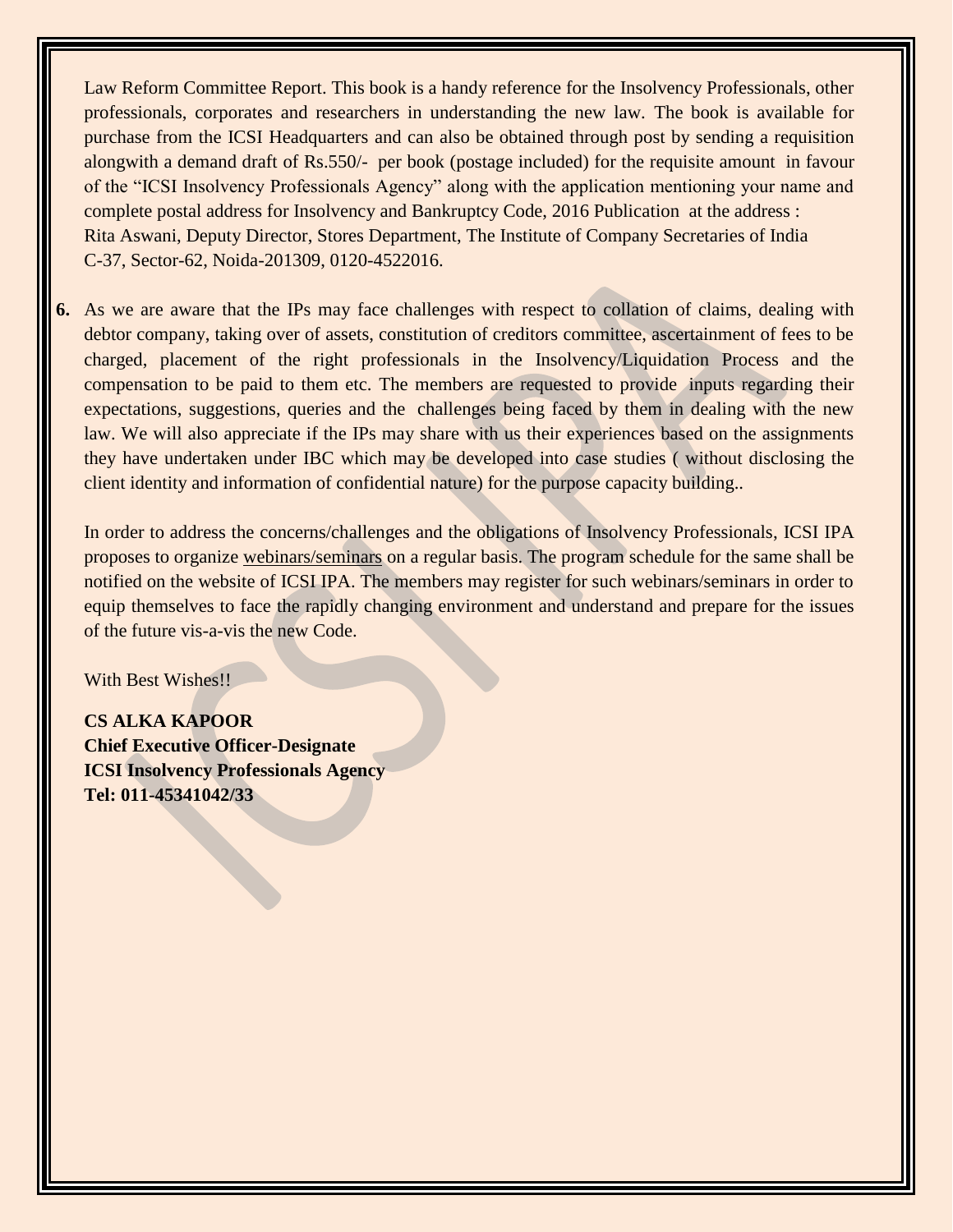Law Reform Committee Report. This book is a handy reference for the Insolvency Professionals, other professionals, corporates and researchers in understanding the new law. The book is available for purchase from the ICSI Headquarters and can also be obtained through post by sending a requisition alongwith a demand draft of Rs.550/- per book (postage included) for the requisite amount in favour of the "ICSI Insolvency Professionals Agency" along with the application mentioning your name and complete postal address for Insolvency and Bankruptcy Code, 2016 Publication at the address :
Rita Aswani, Deputy Director, Stores Department, The Institute of Company Secretaries of India
C-37, Sector-62, Noida-201309, 0120-4522016.

**6.** As we are aware that the IPs may face challenges with respect to collation of claims, dealing with debtor company, taking over of assets, constitution of creditors committee, ascertainment of fees to be charged, placement of the right professionals in the Insolvency/Liquidation Process and the compensation to be paid to them etc. The members are requested to provide inputs regarding their expectations, suggestions, queries and the challenges being faced by them in dealing with the new law. We will also appreciate if the IPs may share with us their experiences based on the assignments they have undertaken under IBC which may be developed into case studies ( without disclosing the client identity and information of confidential nature) for the purpose capacity building..

In order to address the concerns/challenges and the obligations of Insolvency Professionals, ICSI IPA proposes to organize webinars/seminars on a regular basis. The program schedule for the same shall be notified on the website of ICSI IPA. The members may register for such webinars/seminars in order to equip themselves to face the rapidly changing environment and understand and prepare for the issues of the future vis-a-vis the new Code.

With Best Wishes!!

**CS ALKA KAPOOR**
**Chief Executive Officer-Designate**
**ICSI Insolvency Professionals Agency**
**Tel: 011-45341042/33**